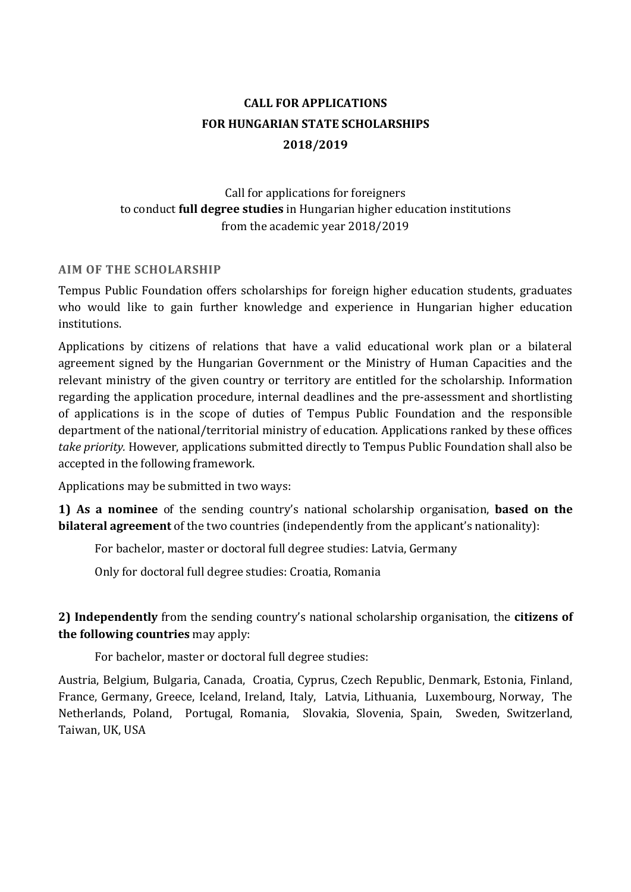# CALL FOR APPLICATIONS
# FOR HUNGARIAN STATE SCHOLARSHIPS
# 2018/2019

Call for applications for foreigners
to conduct **full degree studies** in Hungarian higher education institutions
from the academic year 2018/2019

## AIM OF THE SCHOLARSHIP

Tempus Public Foundation offers scholarships for foreign higher education students, graduates who would like to gain further knowledge and experience in Hungarian higher education institutions.

Applications by citizens of relations that have a valid educational work plan or a bilateral agreement signed by the Hungarian Government or the Ministry of Human Capacities and the relevant ministry of the given country or territory are entitled for the scholarship. Information regarding the application procedure, internal deadlines and the pre-assessment and shortlisting of applications is in the scope of duties of Tempus Public Foundation and the responsible department of the national/territorial ministry of education. Applications ranked by these offices *take priority.* However, applications submitted directly to Tempus Public Foundation shall also be accepted in the following framework.

Applications may be submitted in two ways:

**1) As a nominee** of the sending country's national scholarship organisation, **based on the bilateral agreement** of the two countries (independently from the applicant's nationality):

For bachelor, master or doctoral full degree studies: Latvia, Germany

Only for doctoral full degree studies: Croatia, Romania

**2) Independently** from the sending country's national scholarship organisation, the **citizens of the following countries** may apply:

For bachelor, master or doctoral full degree studies:

Austria, Belgium, Bulgaria, Canada, Croatia, Cyprus, Czech Republic, Denmark, Estonia, Finland, France, Germany, Greece, Iceland, Ireland, Italy, Latvia, Lithuania, Luxembourg, Norway, The Netherlands, Poland, Portugal, Romania, Slovakia, Slovenia, Spain, Sweden, Switzerland, Taiwan, UK, USA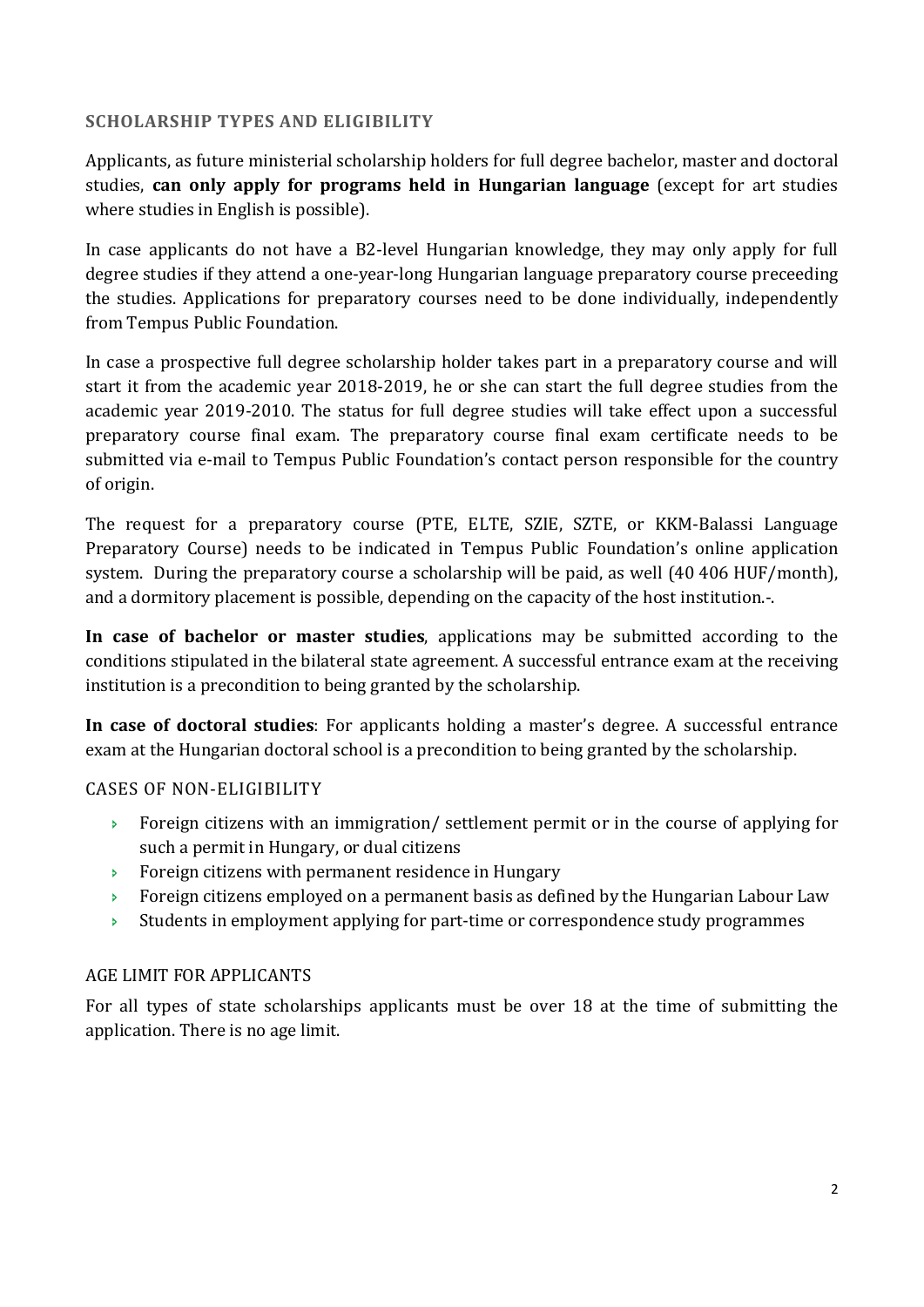## SCHOLARSHIP TYPES AND ELIGIBILITY

Applicants, as future ministerial scholarship holders for full degree bachelor, master and doctoral studies, **can only apply for programs held in Hungarian language** (except for art studies where studies in English is possible).

In case applicants do not have a B2-level Hungarian knowledge, they may only apply for full degree studies if they attend a one-year-long Hungarian language preparatory course preceeding the studies. Applications for preparatory courses need to be done individually, independently from Tempus Public Foundation.

In case a prospective full degree scholarship holder takes part in a preparatory course and will start it from the academic year 2018-2019, he or she can start the full degree studies from the academic year 2019-2010. The status for full degree studies will take effect upon a successful preparatory course final exam. The preparatory course final exam certificate needs to be submitted via e-mail to Tempus Public Foundation's contact person responsible for the country of origin.

The request for a preparatory course (PTE, ELTE, SZIE, SZTE, or KKM-Balassi Language Preparatory Course) needs to be indicated in Tempus Public Foundation's online application system. During the preparatory course a scholarship will be paid, as well (40 406 HUF/month), and a dormitory placement is possible, depending on the capacity of the host institution.-.

**In case of bachelor or master studies**, applications may be submitted according to the conditions stipulated in the bilateral state agreement. A successful entrance exam at the receiving institution is a precondition to being granted by the scholarship.

**In case of doctoral studies**: For applicants holding a master's degree. A successful entrance exam at the Hungarian doctoral school is a precondition to being granted by the scholarship.

### CASES OF NON-ELIGIBILITY

- Foreign citizens with an immigration/ settlement permit or in the course of applying for such a permit in Hungary, or dual citizens
- Foreign citizens with permanent residence in Hungary
- Foreign citizens employed on a permanent basis as defined by the Hungarian Labour Law
- Students in employment applying for part-time or correspondence study programmes

### AGE LIMIT FOR APPLICANTS

For all types of state scholarships applicants must be over 18 at the time of submitting the application. There is no age limit.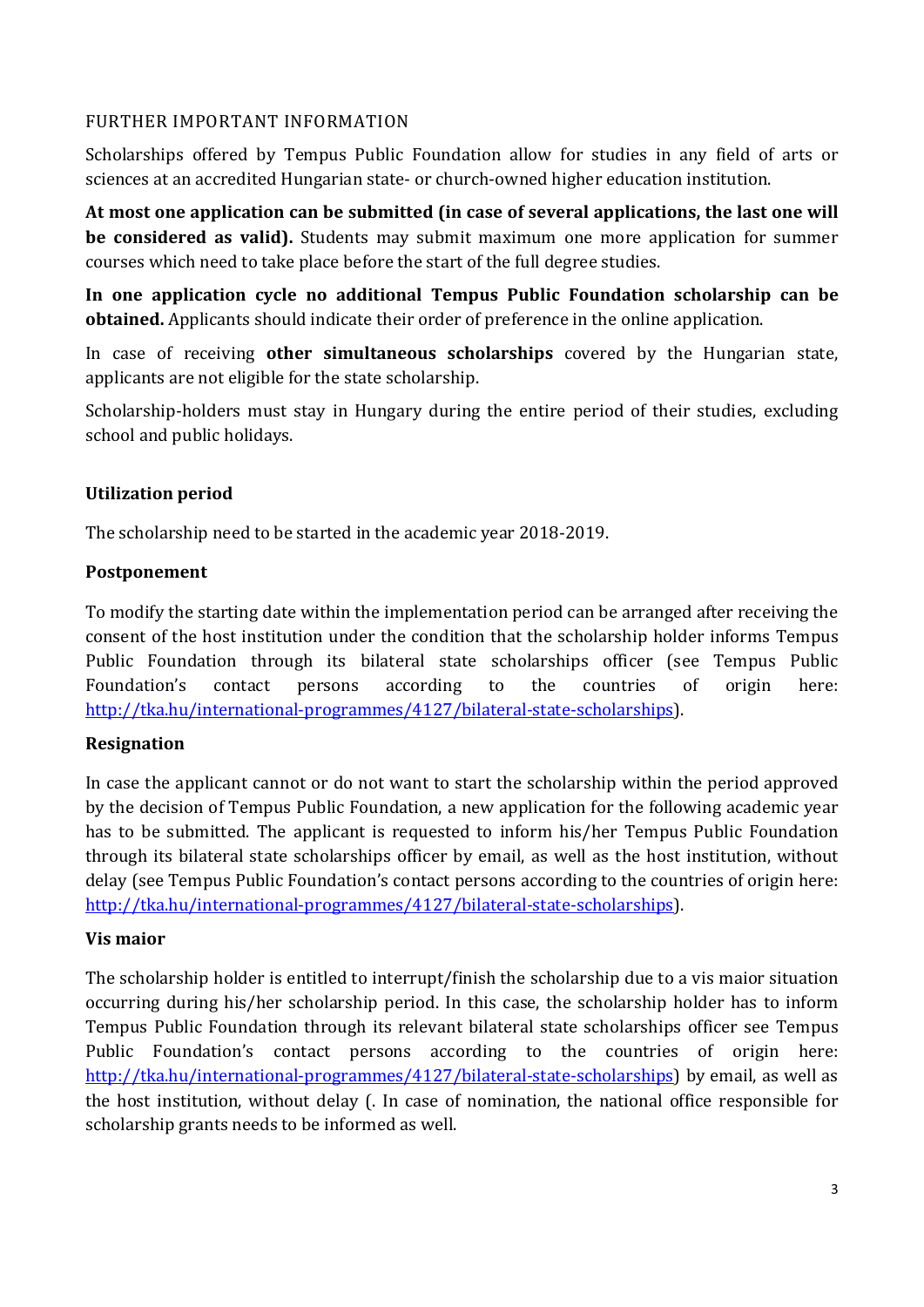FURTHER IMPORTANT INFORMATION

Scholarships offered by Tempus Public Foundation allow for studies in any field of arts or sciences at an accredited Hungarian state- or church-owned higher education institution.

**At most one application can be submitted (in case of several applications, the last one will be considered as valid).** Students may submit maximum one more application for summer courses which need to take place before the start of the full degree studies.

**In one application cycle no additional Tempus Public Foundation scholarship can be obtained.** Applicants should indicate their order of preference in the online application.

In case of receiving **other simultaneous scholarships** covered by the Hungarian state, applicants are not eligible for the state scholarship.

Scholarship-holders must stay in Hungary during the entire period of their studies, excluding school and public holidays.

**Utilization period**

The scholarship need to be started in the academic year 2018-2019.

**Postponement**

To modify the starting date within the implementation period can be arranged after receiving the consent of the host institution under the condition that the scholarship holder informs Tempus Public Foundation through its bilateral state scholarships officer (see Tempus Public Foundation's contact persons according to the countries of origin here: http://tka.hu/international-programmes/4127/bilateral-state-scholarships).

**Resignation**

In case the applicant cannot or do not want to start the scholarship within the period approved by the decision of Tempus Public Foundation, a new application for the following academic year has to be submitted. The applicant is requested to inform his/her Tempus Public Foundation through its bilateral state scholarships officer by email, as well as the host institution, without delay (see Tempus Public Foundation's contact persons according to the countries of origin here: http://tka.hu/international-programmes/4127/bilateral-state-scholarships).

**Vis maior**

The scholarship holder is entitled to interrupt/finish the scholarship due to a vis maior situation occurring during his/her scholarship period. In this case, the scholarship holder has to inform Tempus Public Foundation through its relevant bilateral state scholarships officer see Tempus Public Foundation's contact persons according to the countries of origin here: http://tka.hu/international-programmes/4127/bilateral-state-scholarships) by email, as well as the host institution, without delay (. In case of nomination, the national office responsible for scholarship grants needs to be informed as well.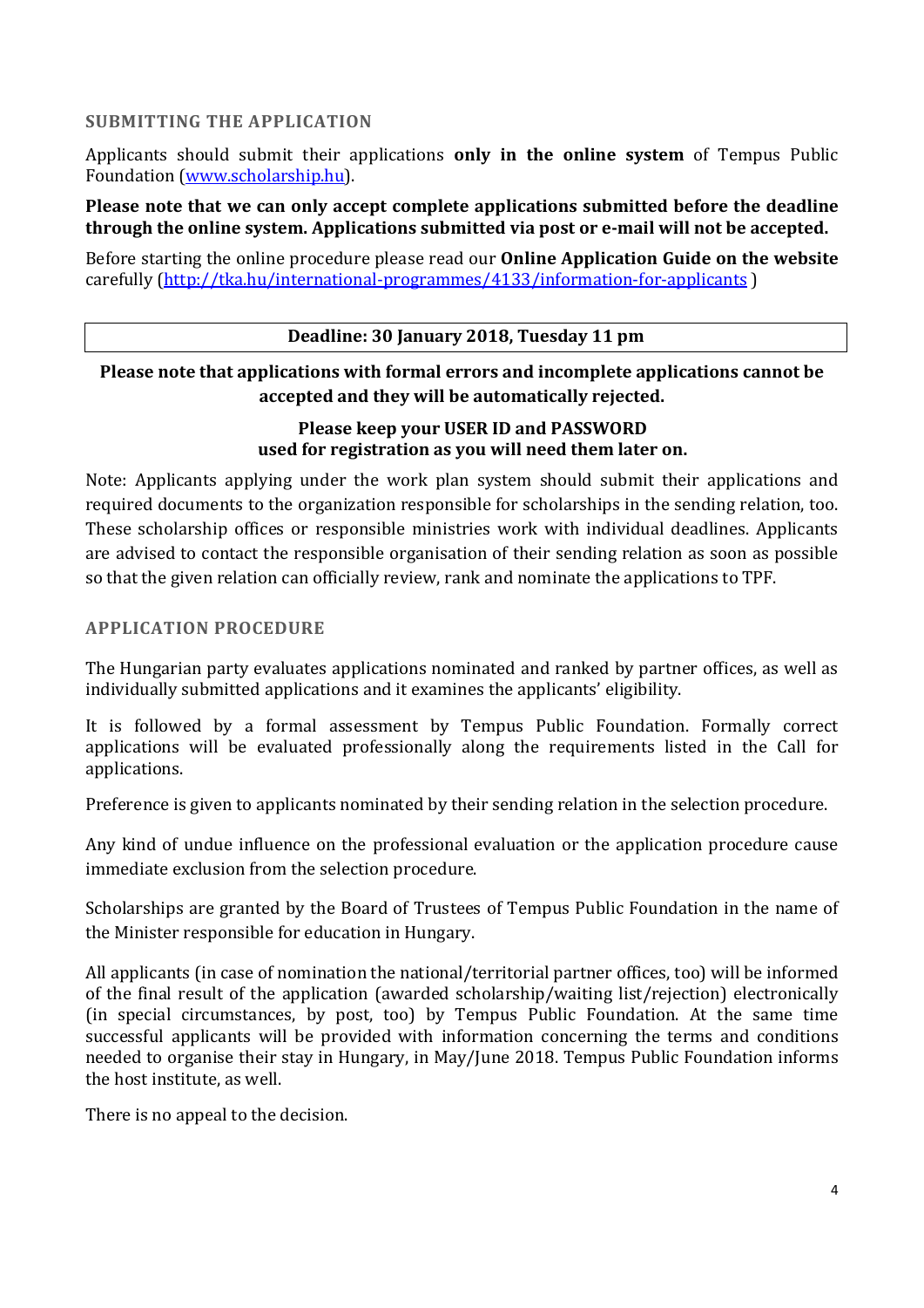## SUBMITTING THE APPLICATION

Applicants should submit their applications **only in the online system** of Tempus Public Foundation ([www.scholarship.hu](www.scholarship.hu)).

**Please note that we can only accept complete applications submitted before the deadline through the online system. Applications submitted via post or e-mail will not be accepted.**

Before starting the online procedure please read our **Online Application Guide on the website** carefully ([http://tka.hu/international-programmes/4133/information-for-applicants](http://tka.hu/international-programmes/4133/information-for-applicants) )

| **Deadline: 30 January 2018, Tuesday 11 pm** |
|---|

**Please note that applications with formal errors and incomplete applications cannot be accepted and they will be automatically rejected.**

**Please keep your USER ID and PASSWORD used for registration as you will need them later on.**

Note: Applicants applying under the work plan system should submit their applications and required documents to the organization responsible for scholarships in the sending relation, too. These scholarship offices or responsible ministries work with individual deadlines. Applicants are advised to contact the responsible organisation of their sending relation as soon as possible so that the given relation can officially review, rank and nominate the applications to TPF.

## APPLICATION PROCEDURE

The Hungarian party evaluates applications nominated and ranked by partner offices, as well as individually submitted applications and it examines the applicants' eligibility.

It is followed by a formal assessment by Tempus Public Foundation. Formally correct applications will be evaluated professionally along the requirements listed in the Call for applications.

Preference is given to applicants nominated by their sending relation in the selection procedure.

Any kind of undue influence on the professional evaluation or the application procedure cause immediate exclusion from the selection procedure.

Scholarships are granted by the Board of Trustees of Tempus Public Foundation in the name of the Minister responsible for education in Hungary.

All applicants (in case of nomination the national/territorial partner offices, too) will be informed of the final result of the application (awarded scholarship/waiting list/rejection) electronically (in special circumstances, by post, too) by Tempus Public Foundation. At the same time successful applicants will be provided with information concerning the terms and conditions needed to organise their stay in Hungary, in May/June 2018. Tempus Public Foundation informs the host institute, as well.

There is no appeal to the decision.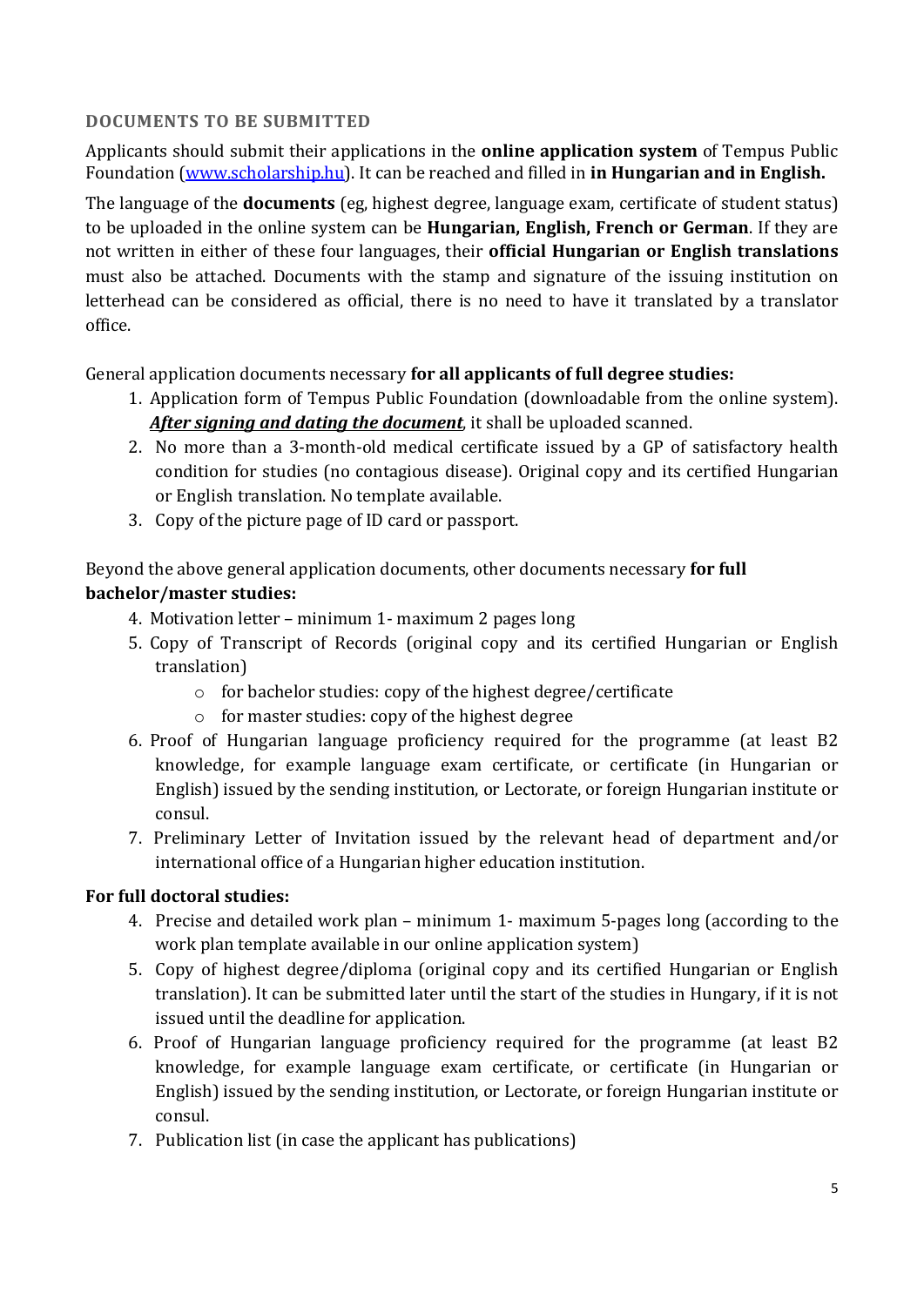## DOCUMENTS TO BE SUBMITTED

Applicants should submit their applications in the **online application system** of Tempus Public Foundation ([www.scholarship.hu](www.scholarship.hu)). It can be reached and filled in **in Hungarian and in English.**

The language of the **documents** (eg, highest degree, language exam, certificate of student status) to be uploaded in the online system can be **Hungarian, English, French or German**. If they are not written in either of these four languages, their **official Hungarian or English translations** must also be attached. Documents with the stamp and signature of the issuing institution on letterhead can be considered as official, there is no need to have it translated by a translator office.

General application documents necessary **for all applicants of full degree studies:**

1. Application form of Tempus Public Foundation (downloadable from the online system). ***After signing and dating the document***, it shall be uploaded scanned.
2. No more than a 3-month-old medical certificate issued by a GP of satisfactory health condition for studies (no contagious disease). Original copy and its certified Hungarian or English translation. No template available.
3. Copy of the picture page of ID card or passport.

Beyond the above general application documents, other documents necessary **for full bachelor/master studies:**

4. Motivation letter – minimum 1- maximum 2 pages long
5. Copy of Transcript of Records (original copy and its certified Hungarian or English translation)
   - for bachelor studies: copy of the highest degree/certificate
   - for master studies: copy of the highest degree
6. Proof of Hungarian language proficiency required for the programme (at least B2 knowledge, for example language exam certificate, or certificate (in Hungarian or English) issued by the sending institution, or Lectorate, or foreign Hungarian institute or consul.
7. Preliminary Letter of Invitation issued by the relevant head of department and/or international office of a Hungarian higher education institution.

**For full doctoral studies:**

4. Precise and detailed work plan – minimum 1- maximum 5-pages long (according to the work plan template available in our online application system)
5. Copy of highest degree/diploma (original copy and its certified Hungarian or English translation). It can be submitted later until the start of the studies in Hungary, if it is not issued until the deadline for application.
6. Proof of Hungarian language proficiency required for the programme (at least B2 knowledge, for example language exam certificate, or certificate (in Hungarian or English) issued by the sending institution, or Lectorate, or foreign Hungarian institute or consul.
7. Publication list (in case the applicant has publications)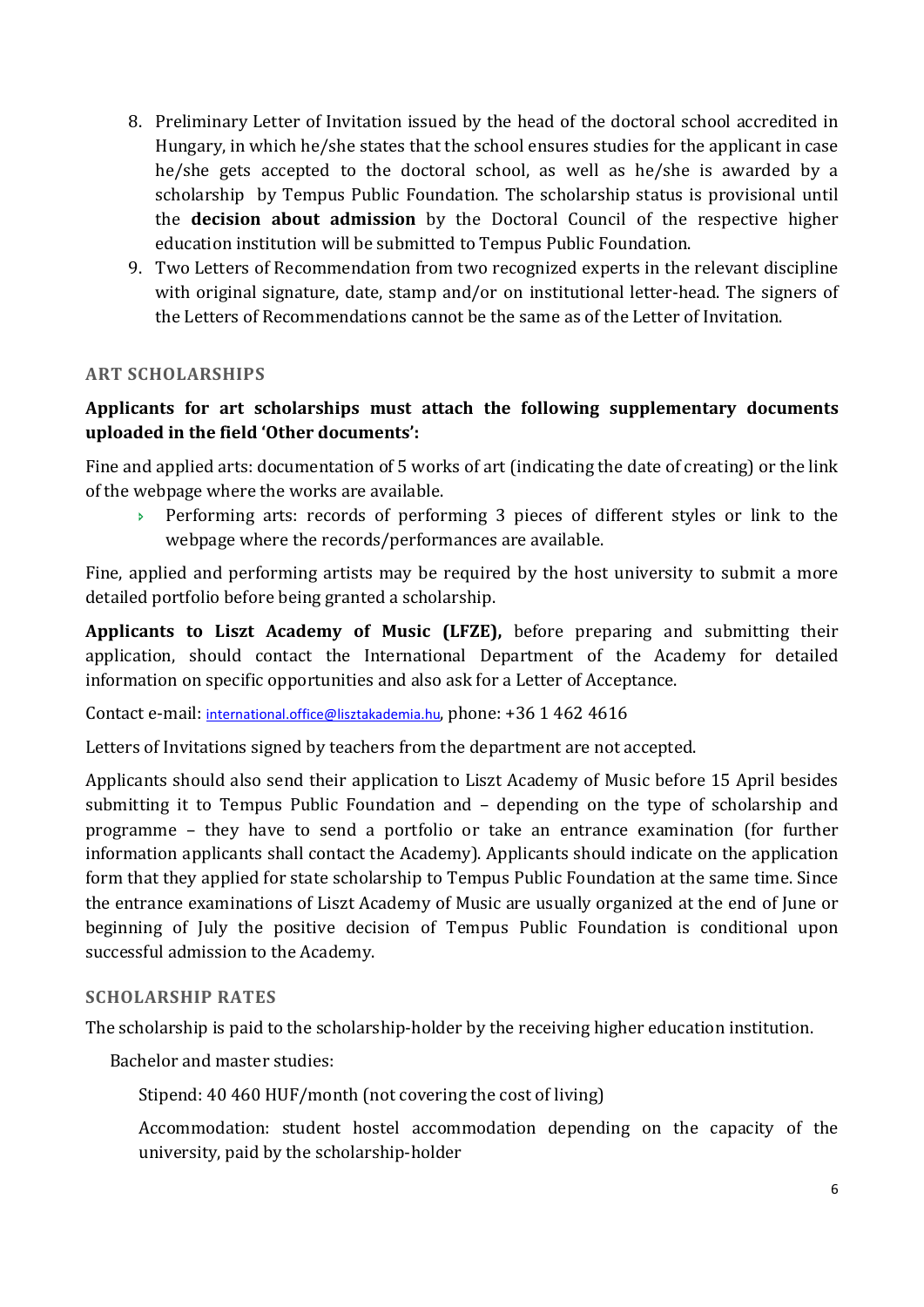8. Preliminary Letter of Invitation issued by the head of the doctoral school accredited in Hungary, in which he/she states that the school ensures studies for the applicant in case he/she gets accepted to the doctoral school, as well as he/she is awarded by a scholarship by Tempus Public Foundation. The scholarship status is provisional until the **decision about admission** by the Doctoral Council of the respective higher education institution will be submitted to Tempus Public Foundation.
9. Two Letters of Recommendation from two recognized experts in the relevant discipline with original signature, date, stamp and/or on institutional letter-head. The signers of the Letters of Recommendations cannot be the same as of the Letter of Invitation.

### ART SCHOLARSHIPS

**Applicants for art scholarships must attach the following supplementary documents uploaded in the field 'Other documents':**

Fine and applied arts: documentation of 5 works of art (indicating the date of creating) or the link of the webpage where the works are available.

- Performing arts: records of performing 3 pieces of different styles or link to the webpage where the records/performances are available.

Fine, applied and performing artists may be required by the host university to submit a more detailed portfolio before being granted a scholarship.

**Applicants to Liszt Academy of Music (LFZE),** before preparing and submitting their application, should contact the International Department of the Academy for detailed information on specific opportunities and also ask for a Letter of Acceptance.

Contact e-mail: international.office@lisztakademia.hu, phone: +36 1 462 4616

Letters of Invitations signed by teachers from the department are not accepted.

Applicants should also send their application to Liszt Academy of Music before 15 April besides submitting it to Tempus Public Foundation and – depending on the type of scholarship and programme – they have to send a portfolio or take an entrance examination (for further information applicants shall contact the Academy). Applicants should indicate on the application form that they applied for state scholarship to Tempus Public Foundation at the same time. Since the entrance examinations of Liszt Academy of Music are usually organized at the end of June or beginning of July the positive decision of Tempus Public Foundation is conditional upon successful admission to the Academy.

### SCHOLARSHIP RATES

The scholarship is paid to the scholarship-holder by the receiving higher education institution.

Bachelor and master studies:

Stipend: 40 460 HUF/month (not covering the cost of living)

Accommodation: student hostel accommodation depending on the capacity of the university, paid by the scholarship-holder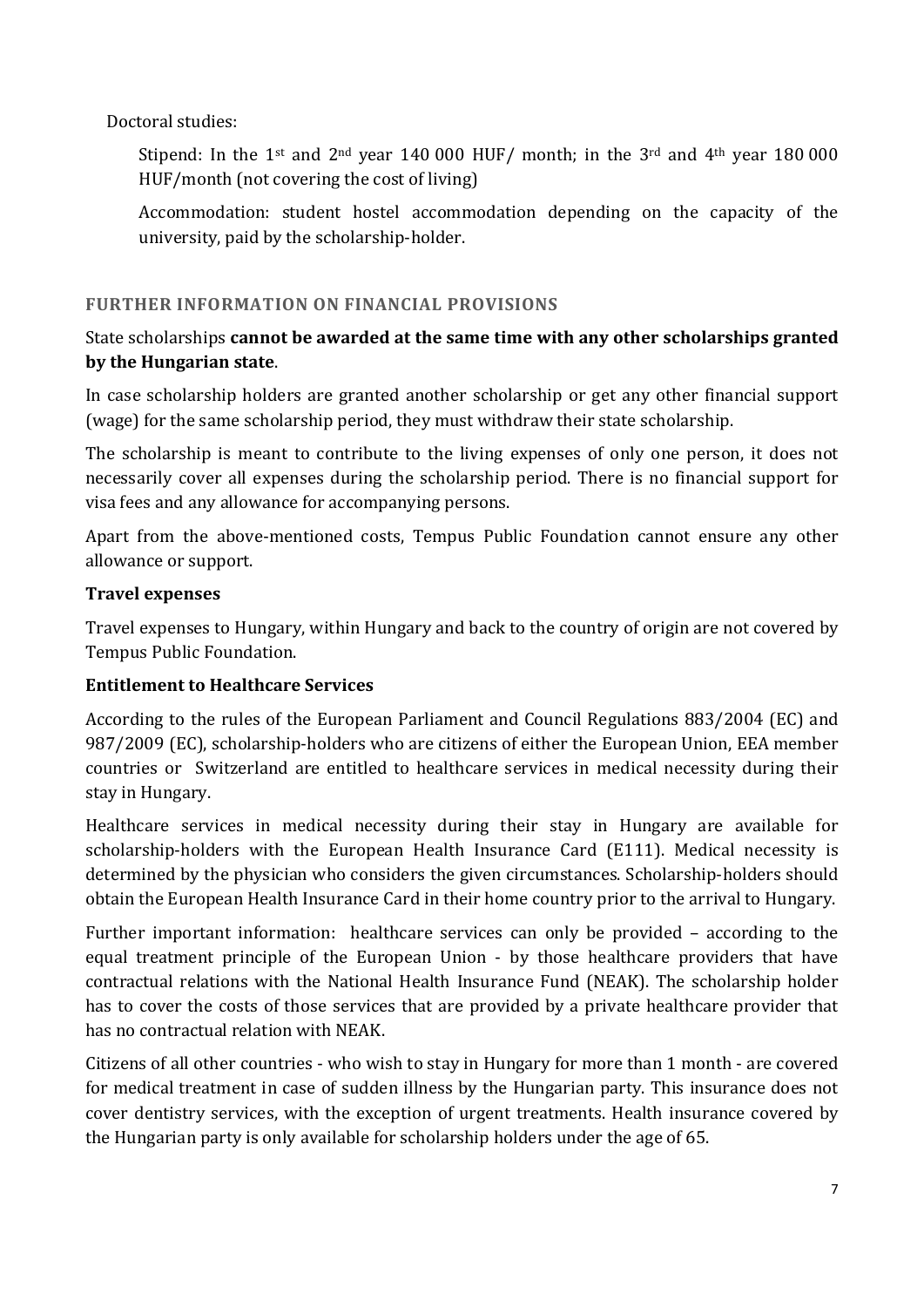Doctoral studies:

> Stipend: In the 1st and 2nd year 140 000 HUF/ month; in the 3rd and 4th year 180 000 HUF/month (not covering the cost of living)
>
> Accommodation: student hostel accommodation depending on the capacity of the university, paid by the scholarship-holder.

## FURTHER INFORMATION ON FINANCIAL PROVISIONS

State scholarships **cannot be awarded at the same time with any other scholarships granted by the Hungarian state**.

In case scholarship holders are granted another scholarship or get any other financial support (wage) for the same scholarship period, they must withdraw their state scholarship.

The scholarship is meant to contribute to the living expenses of only one person, it does not necessarily cover all expenses during the scholarship period. There is no financial support for visa fees and any allowance for accompanying persons.

Apart from the above-mentioned costs, Tempus Public Foundation cannot ensure any other allowance or support.

**Travel expenses**

Travel expenses to Hungary, within Hungary and back to the country of origin are not covered by Tempus Public Foundation.

**Entitlement to Healthcare Services**

According to the rules of the European Parliament and Council Regulations 883/2004 (EC) and 987/2009 (EC), scholarship-holders who are citizens of either the European Union, EEA member countries or Switzerland are entitled to healthcare services in medical necessity during their stay in Hungary.

Healthcare services in medical necessity during their stay in Hungary are available for scholarship-holders with the European Health Insurance Card (E111). Medical necessity is determined by the physician who considers the given circumstances. Scholarship-holders should obtain the European Health Insurance Card in their home country prior to the arrival to Hungary.

Further important information: healthcare services can only be provided – according to the equal treatment principle of the European Union - by those healthcare providers that have contractual relations with the National Health Insurance Fund (NEAK). The scholarship holder has to cover the costs of those services that are provided by a private healthcare provider that has no contractual relation with NEAK.

Citizens of all other countries - who wish to stay in Hungary for more than 1 month - are covered for medical treatment in case of sudden illness by the Hungarian party. This insurance does not cover dentistry services, with the exception of urgent treatments. Health insurance covered by the Hungarian party is only available for scholarship holders under the age of 65.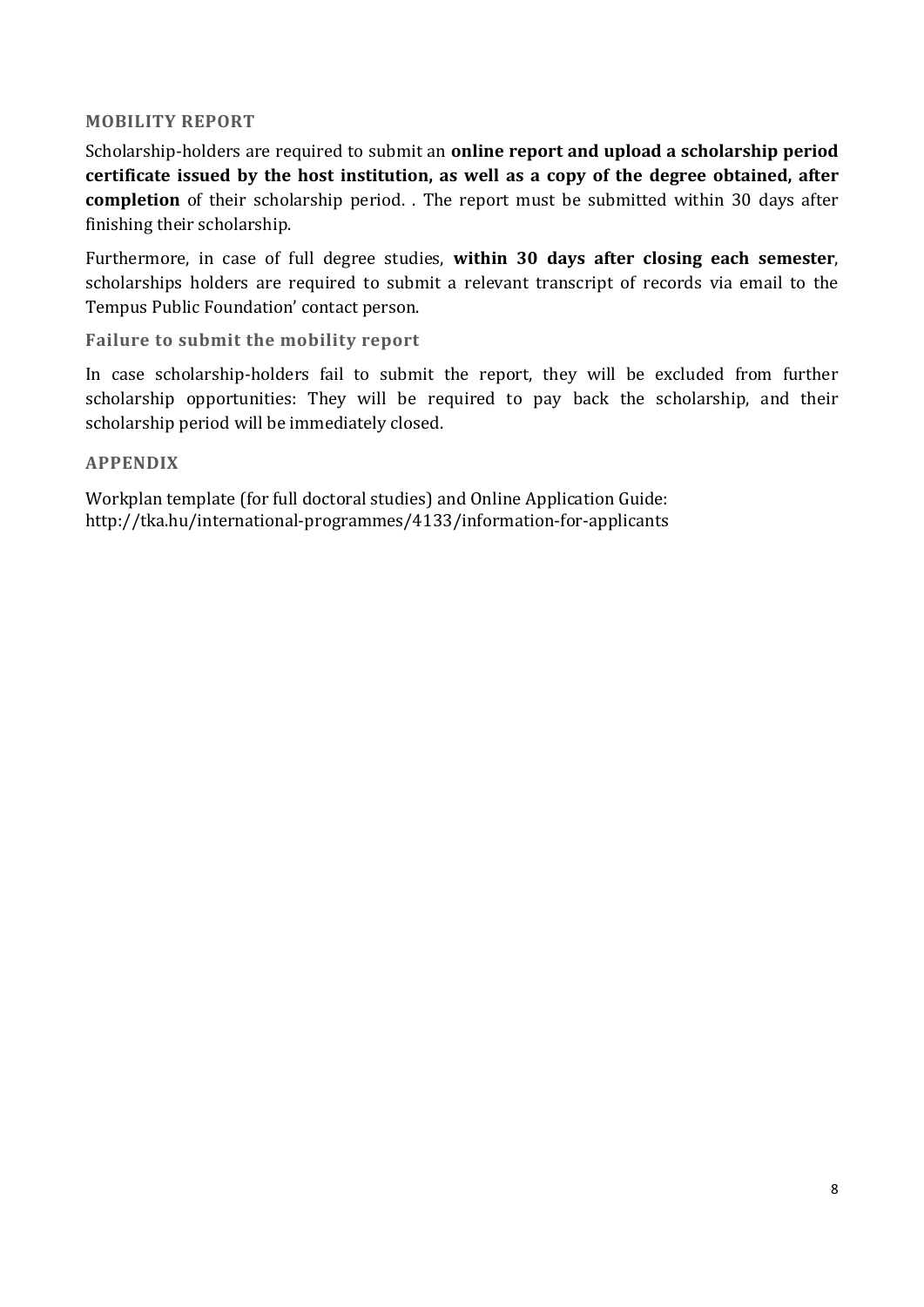## MOBILITY REPORT

Scholarship-holders are required to submit an **online report and upload a scholarship period certificate issued by the host institution, as well as a copy of the degree obtained, after completion** of their scholarship period. . The report must be submitted within 30 days after finishing their scholarship.

Furthermore, in case of full degree studies, **within 30 days after closing each semester**, scholarships holders are required to submit a relevant transcript of records via email to the Tempus Public Foundation' contact person.

### Failure to submit the mobility report

In case scholarship-holders fail to submit the report, they will be excluded from further scholarship opportunities: They will be required to pay back the scholarship, and their scholarship period will be immediately closed.

## APPENDIX

Workplan template (for full doctoral studies) and Online Application Guide:
http://tka.hu/international-programmes/4133/information-for-applicants